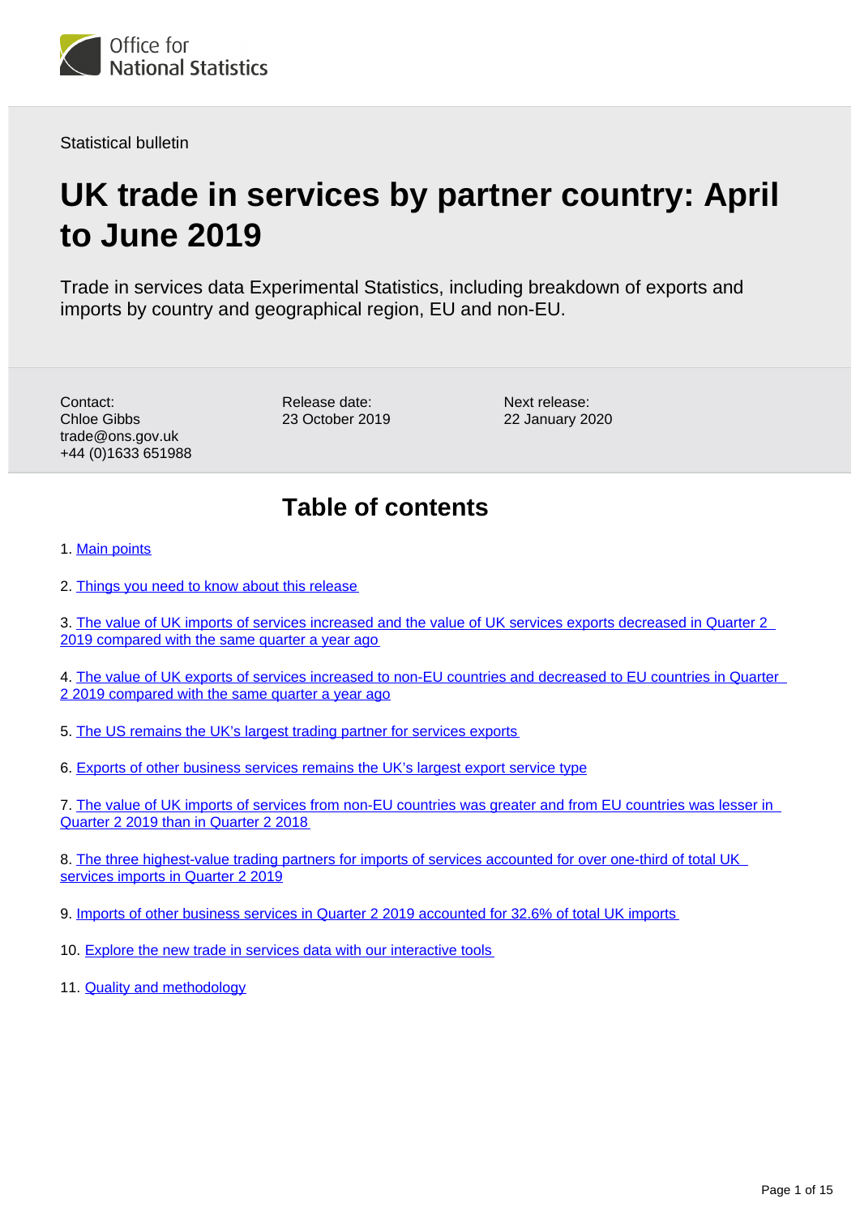Office for National Statistics

Statistical bulletin

# UK trade in services by partner country: April to June 2019

Trade in services data Experimental Statistics, including breakdown of exports and imports by country and geographical region, EU and non-EU.

Contact:
Chloe Gibbs
trade@ons.gov.uk
+44 (0)1633 651988

Release date:
23 October 2019

Next release:
22 January 2020

## Table of contents

1. Main points
2. Things you need to know about this release
3. The value of UK imports of services increased and the value of UK services exports decreased in Quarter 2 2019 compared with the same quarter a year ago
4. The value of UK exports of services increased to non-EU countries and decreased to EU countries in Quarter 2 2019 compared with the same quarter a year ago
5. The US remains the UK's largest trading partner for services exports
6. Exports of other business services remains the UK's largest export service type
7. The value of UK imports of services from non-EU countries was greater and from EU countries was lesser in Quarter 2 2019 than in Quarter 2 2018
8. The three highest-value trading partners for imports of services accounted for over one-third of total UK services imports in Quarter 2 2019
9. Imports of other business services in Quarter 2 2019 accounted for 32.6% of total UK imports
10. Explore the new trade in services data with our interactive tools
11. Quality and methodology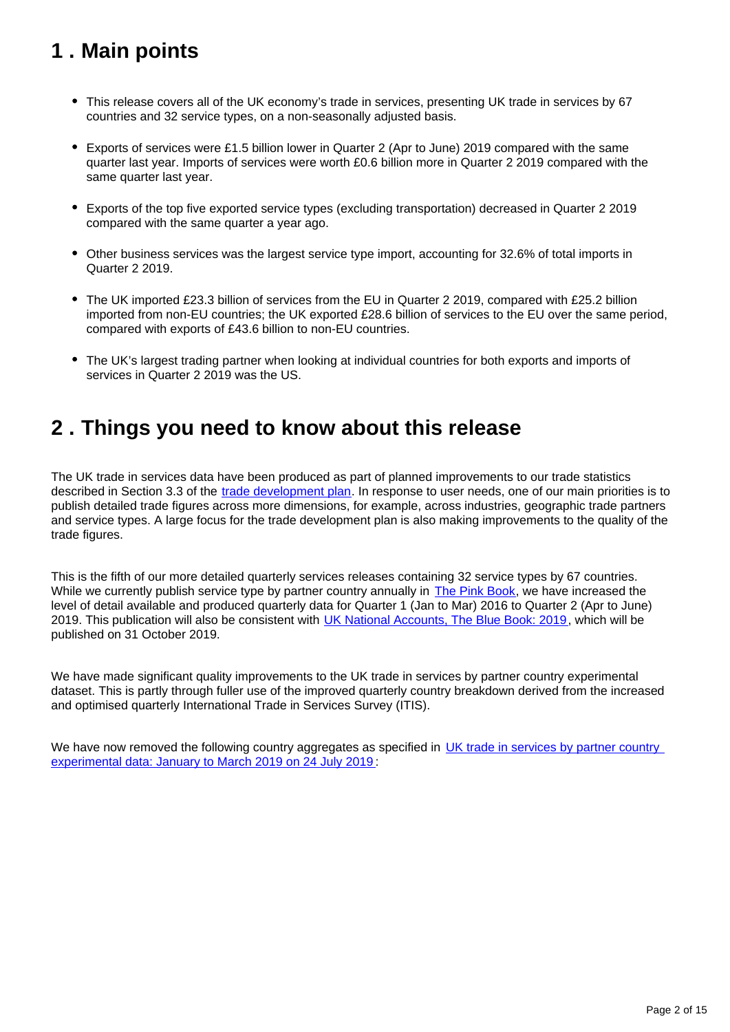## 1 . Main points

- This release covers all of the UK economy's trade in services, presenting UK trade in services by 67 countries and 32 service types, on a non-seasonally adjusted basis.
- Exports of services were £1.5 billion lower in Quarter 2 (Apr to June) 2019 compared with the same quarter last year. Imports of services were worth £0.6 billion more in Quarter 2 2019 compared with the same quarter last year.
- Exports of the top five exported service types (excluding transportation) decreased in Quarter 2 2019 compared with the same quarter a year ago.
- Other business services was the largest service type import, accounting for 32.6% of total imports in Quarter 2 2019.
- The UK imported £23.3 billion of services from the EU in Quarter 2 2019, compared with £25.2 billion imported from non-EU countries; the UK exported £28.6 billion of services to the EU over the same period, compared with exports of £43.6 billion to non-EU countries.
- The UK's largest trading partner when looking at individual countries for both exports and imports of services in Quarter 2 2019 was the US.

## 2 . Things you need to know about this release

The UK trade in services data have been produced as part of planned improvements to our trade statistics described in Section 3.3 of the [trade development plan](). In response to user needs, one of our main priorities is to publish detailed trade figures across more dimensions, for example, across industries, geographic trade partners and service types. A large focus for the trade development plan is also making improvements to the quality of the trade figures.

This is the fifth of our more detailed quarterly services releases containing 32 service types by 67 countries. While we currently publish service type by partner country annually in [The Pink Book](), we have increased the level of detail available and produced quarterly data for Quarter 1 (Jan to Mar) 2016 to Quarter 2 (Apr to June) 2019. This publication will also be consistent with [UK National Accounts, The Blue Book: 2019](), which will be published on 31 October 2019.

We have made significant quality improvements to the UK trade in services by partner country experimental dataset. This is partly through fuller use of the improved quarterly country breakdown derived from the increased and optimised quarterly International Trade in Services Survey (ITIS).

We have now removed the following country aggregates as specified in [UK trade in services by partner country experimental data: January to March 2019 on 24 July 2019]():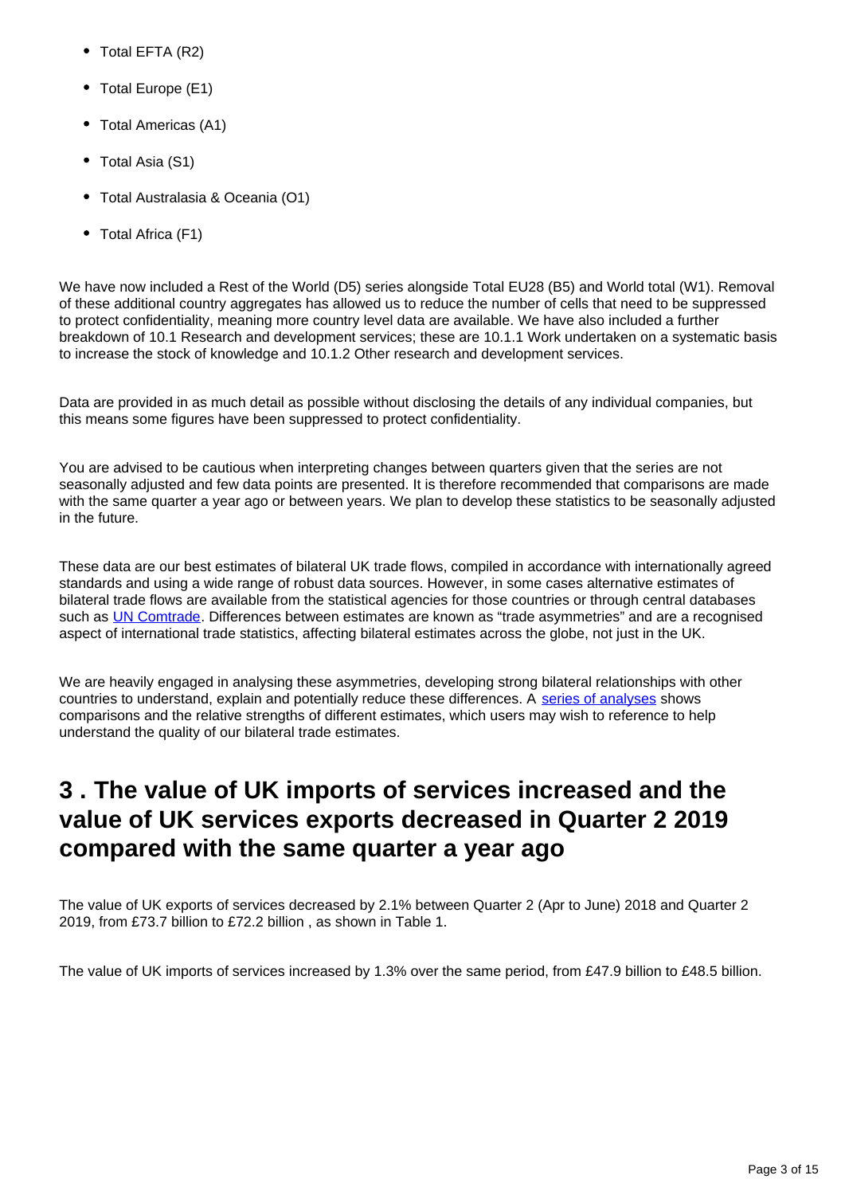- Total EFTA (R2)
- Total Europe (E1)
- Total Americas (A1)
- Total Asia (S1)
- Total Australasia & Oceania (O1)
- Total Africa (F1)

We have now included a Rest of the World (D5) series alongside Total EU28 (B5) and World total (W1). Removal of these additional country aggregates has allowed us to reduce the number of cells that need to be suppressed to protect confidentiality, meaning more country level data are available. We have also included a further breakdown of 10.1 Research and development services; these are 10.1.1 Work undertaken on a systematic basis to increase the stock of knowledge and 10.1.2 Other research and development services.

Data are provided in as much detail as possible without disclosing the details of any individual companies, but this means some figures have been suppressed to protect confidentiality.

You are advised to be cautious when interpreting changes between quarters given that the series are not seasonally adjusted and few data points are presented. It is therefore recommended that comparisons are made with the same quarter a year ago or between years. We plan to develop these statistics to be seasonally adjusted in the future.

These data are our best estimates of bilateral UK trade flows, compiled in accordance with internationally agreed standards and using a wide range of robust data sources. However, in some cases alternative estimates of bilateral trade flows are available from the statistical agencies for those countries or through central databases such as UN Comtrade. Differences between estimates are known as "trade asymmetries" and are a recognised aspect of international trade statistics, affecting bilateral estimates across the globe, not just in the UK.

We are heavily engaged in analysing these asymmetries, developing strong bilateral relationships with other countries to understand, explain and potentially reduce these differences. A series of analyses shows comparisons and the relative strengths of different estimates, which users may wish to reference to help understand the quality of our bilateral trade estimates.

## 3 . The value of UK imports of services increased and the value of UK services exports decreased in Quarter 2 2019 compared with the same quarter a year ago

The value of UK exports of services decreased by 2.1% between Quarter 2 (Apr to June) 2018 and Quarter 2 2019, from £73.7 billion to £72.2 billion , as shown in Table 1.

The value of UK imports of services increased by 1.3% over the same period, from £47.9 billion to £48.5 billion.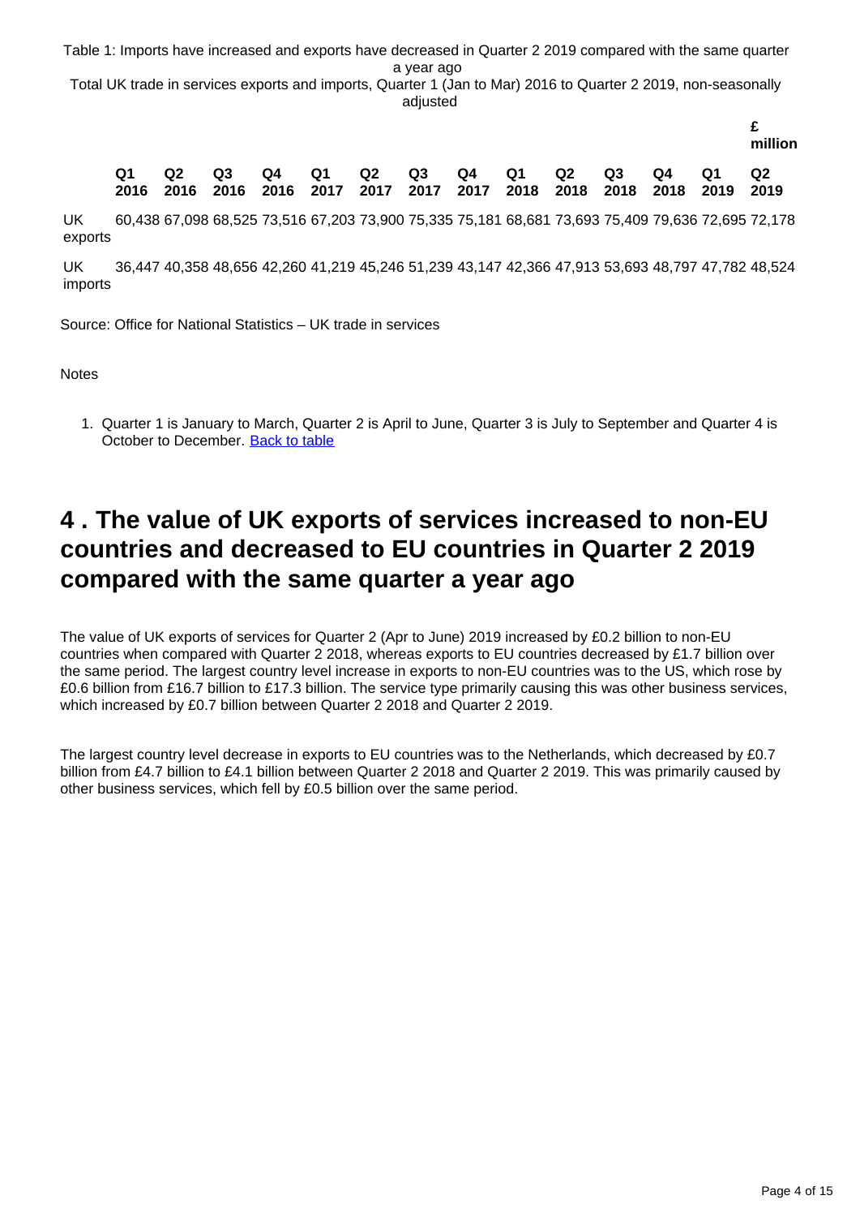Table 1: Imports have increased and exports have decreased in Quarter 2 2019 compared with the same quarter a year ago

Total UK trade in services exports and imports, Quarter 1 (Jan to Mar) 2016 to Quarter 2 2019, non-seasonally adjusted

£ million

| | Q1 2016 | Q2 2016 | Q3 2016 | Q4 2016 | Q1 2017 | Q2 2017 | Q3 2017 | Q4 2017 | Q1 2018 | Q2 2018 | Q3 2018 | Q4 2018 | Q1 2019 | Q2 2019 |
|---|---|---|---|---|---|---|---|---|---|---|---|---|---|---|
| UK exports | 60,438 | 67,098 | 68,525 | 73,516 | 67,203 | 73,900 | 75,335 | 75,181 | 68,681 | 73,693 | 75,409 | 79,636 | 72,695 | 72,178 |
| UK imports | 36,447 | 40,358 | 48,656 | 42,260 | 41,219 | 45,246 | 51,239 | 43,147 | 42,366 | 47,913 | 53,693 | 48,797 | 47,782 | 48,524 |

Source: Office for National Statistics – UK trade in services

Notes

1. Quarter 1 is January to March, Quarter 2 is April to June, Quarter 3 is July to September and Quarter 4 is October to December. Back to table

## 4 . The value of UK exports of services increased to non-EU countries and decreased to EU countries in Quarter 2 2019 compared with the same quarter a year ago

The value of UK exports of services for Quarter 2 (Apr to June) 2019 increased by £0.2 billion to non-EU countries when compared with Quarter 2 2018, whereas exports to EU countries decreased by £1.7 billion over the same period. The largest country level increase in exports to non-EU countries was to the US, which rose by £0.6 billion from £16.7 billion to £17.3 billion. The service type primarily causing this was other business services, which increased by £0.7 billion between Quarter 2 2018 and Quarter 2 2019.

The largest country level decrease in exports to EU countries was to the Netherlands, which decreased by £0.7 billion from £4.7 billion to £4.1 billion between Quarter 2 2018 and Quarter 2 2019. This was primarily caused by other business services, which fell by £0.5 billion over the same period.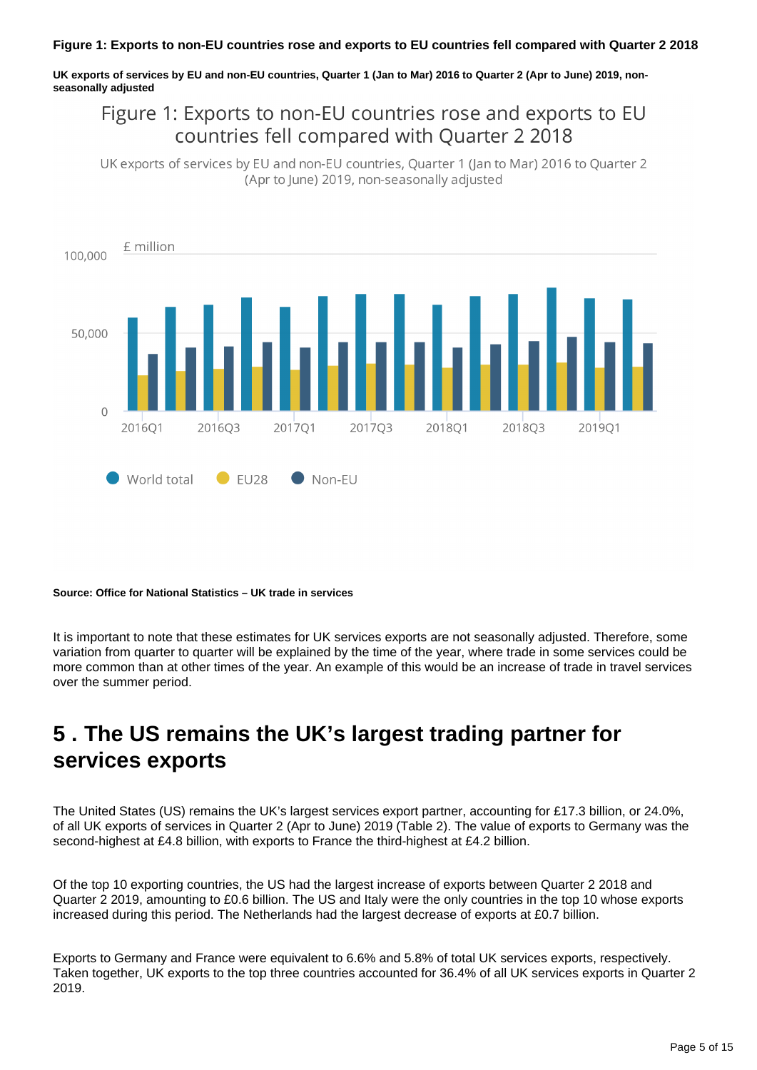**Figure 1: Exports to non-EU countries rose and exports to EU countries fell compared with Quarter 2 2018**

**UK exports of services by EU and non-EU countries, Quarter 1 (Jan to Mar) 2016 to Quarter 2 (Apr to June) 2019, non-seasonally adjusted**

**Source: Office for National Statistics – UK trade in services**

It is important to note that these estimates for UK services exports are not seasonally adjusted. Therefore, some variation from quarter to quarter will be explained by the time of the year, where trade in some services could be more common than at other times of the year. An example of this would be an increase of trade in travel services over the summer period.

## 5 . The US remains the UK's largest trading partner for services exports

The United States (US) remains the UK's largest services export partner, accounting for £17.3 billion, or 24.0%, of all UK exports of services in Quarter 2 (Apr to June) 2019 (Table 2). The value of exports to Germany was the second-highest at £4.8 billion, with exports to France the third-highest at £4.2 billion.

Of the top 10 exporting countries, the US had the largest increase of exports between Quarter 2 2018 and Quarter 2 2019, amounting to £0.6 billion. The US and Italy were the only countries in the top 10 whose exports increased during this period. The Netherlands had the largest decrease of exports at £0.7 billion.

Exports to Germany and France were equivalent to 6.6% and 5.8% of total UK services exports, respectively. Taken together, UK exports to the top three countries accounted for 36.4% of all UK services exports in Quarter 2 2019.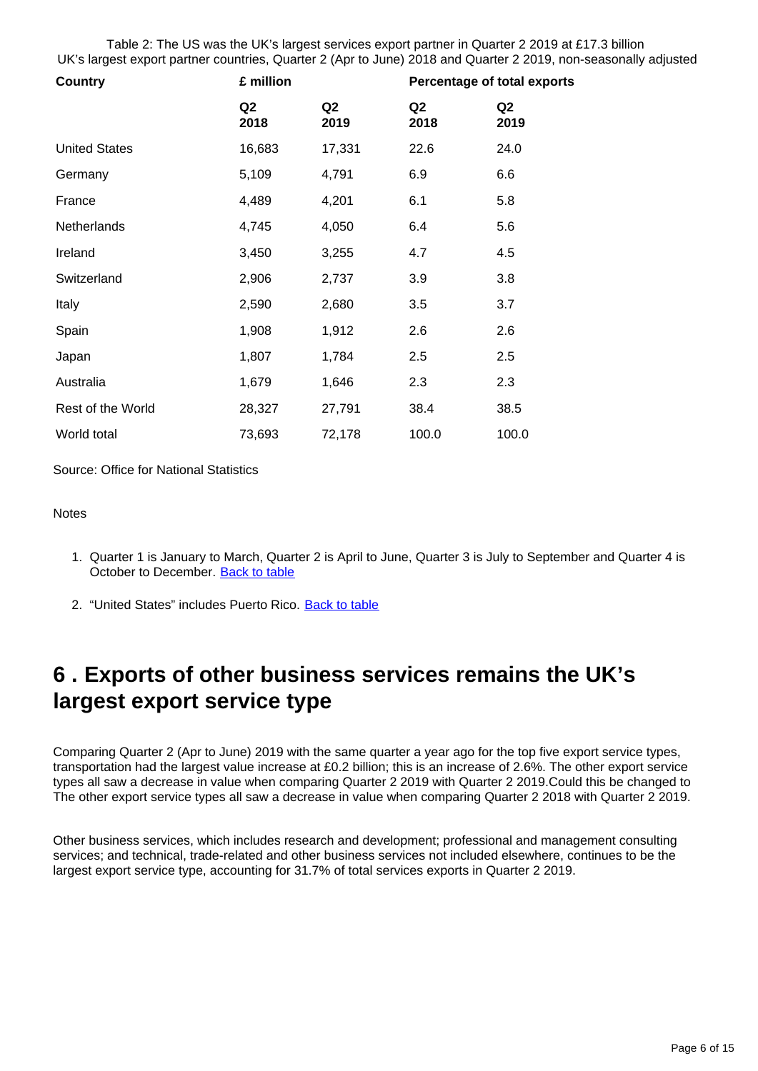Table 2: The US was the UK's largest services export partner in Quarter 2 2019 at £17.3 billion
UK's largest export partner countries, Quarter 2 (Apr to June) 2018 and Quarter 2 2019, non-seasonally adjusted

| Country | £ million | | Percentage of total exports | |
|---|---|---|---|---|
| | Q2 2018 | Q2 2019 | Q2 2018 | Q2 2019 |
| United States | 16,683 | 17,331 | 22.6 | 24.0 |
| Germany | 5,109 | 4,791 | 6.9 | 6.6 |
| France | 4,489 | 4,201 | 6.1 | 5.8 |
| Netherlands | 4,745 | 4,050 | 6.4 | 5.6 |
| Ireland | 3,450 | 3,255 | 4.7 | 4.5 |
| Switzerland | 2,906 | 2,737 | 3.9 | 3.8 |
| Italy | 2,590 | 2,680 | 3.5 | 3.7 |
| Spain | 1,908 | 1,912 | 2.6 | 2.6 |
| Japan | 1,807 | 1,784 | 2.5 | 2.5 |
| Australia | 1,679 | 1,646 | 2.3 | 2.3 |
| Rest of the World | 28,327 | 27,791 | 38.4 | 38.5 |
| World total | 73,693 | 72,178 | 100.0 | 100.0 |

Source: Office for National Statistics

Notes

1. Quarter 1 is January to March, Quarter 2 is April to June, Quarter 3 is July to September and Quarter 4 is October to December. [Back to table]
2. "United States" includes Puerto Rico. [Back to table]

## 6 . Exports of other business services remains the UK's largest export service type

Comparing Quarter 2 (Apr to June) 2019 with the same quarter a year ago for the top five export service types, transportation had the largest value increase at £0.2 billion; this is an increase of 2.6%. The other export service types all saw a decrease in value when comparing Quarter 2 2019 with Quarter 2 2019.Could this be changed to The other export service types all saw a decrease in value when comparing Quarter 2 2018 with Quarter 2 2019.

Other business services, which includes research and development; professional and management consulting services; and technical, trade-related and other business services not included elsewhere, continues to be the largest export service type, accounting for 31.7% of total services exports in Quarter 2 2019.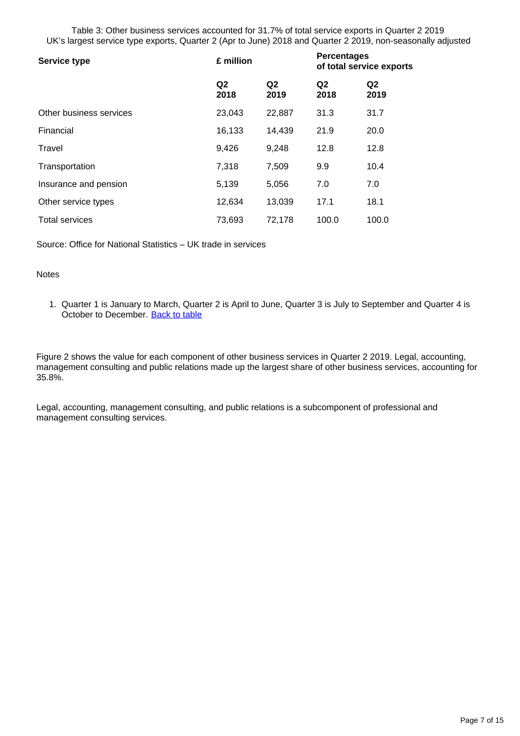Table 3: Other business services accounted for 31.7% of total service exports in Quarter 2 2019
UK's largest service type exports, Quarter 2 (Apr to June) 2018 and Quarter 2 2019, non-seasonally adjusted

| **Service type** | **£ million** | | **Percentages of total service exports** | |
|---|---|---|---|---|
| | **Q2 2018** | **Q2 2019** | **Q2 2018** | **Q2 2019** |
| Other business services | 23,043 | 22,887 | 31.3 | 31.7 |
| Financial | 16,133 | 14,439 | 21.9 | 20.0 |
| Travel | 9,426 | 9,248 | 12.8 | 12.8 |
| Transportation | 7,318 | 7,509 | 9.9 | 10.4 |
| Insurance and pension | 5,139 | 5,056 | 7.0 | 7.0 |
| Other service types | 12,634 | 13,039 | 17.1 | 18.1 |
| Total services | 73,693 | 72,178 | 100.0 | 100.0 |

Source: Office for National Statistics – UK trade in services

Notes

1. Quarter 1 is January to March, Quarter 2 is April to June, Quarter 3 is July to September and Quarter 4 is October to December. Back to table

Figure 2 shows the value for each component of other business services in Quarter 2 2019. Legal, accounting, management consulting and public relations made up the largest share of other business services, accounting for 35.8%.

Legal, accounting, management consulting, and public relations is a subcomponent of professional and management consulting services.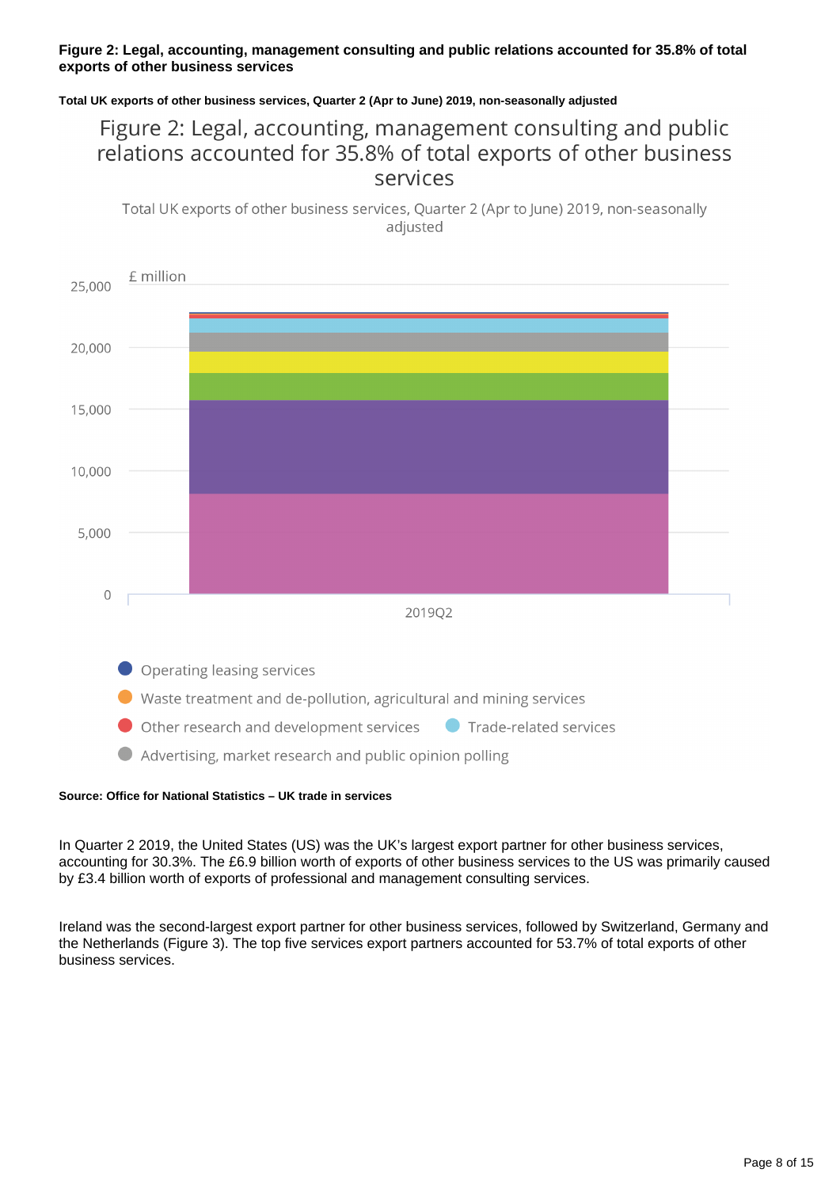**Figure 2: Legal, accounting, management consulting and public relations accounted for 35.8% of total exports of other business services**

**Total UK exports of other business services, Quarter 2 (Apr to June) 2019, non-seasonally adjusted**

**Source: Office for National Statistics – UK trade in services**

In Quarter 2 2019, the United States (US) was the UK's largest export partner for other business services, accounting for 30.3%. The £6.9 billion worth of exports of other business services to the US was primarily caused by £3.4 billion worth of exports of professional and management consulting services.

Ireland was the second-largest export partner for other business services, followed by Switzerland, Germany and the Netherlands (Figure 3). The top five services export partners accounted for 53.7% of total exports of other business services.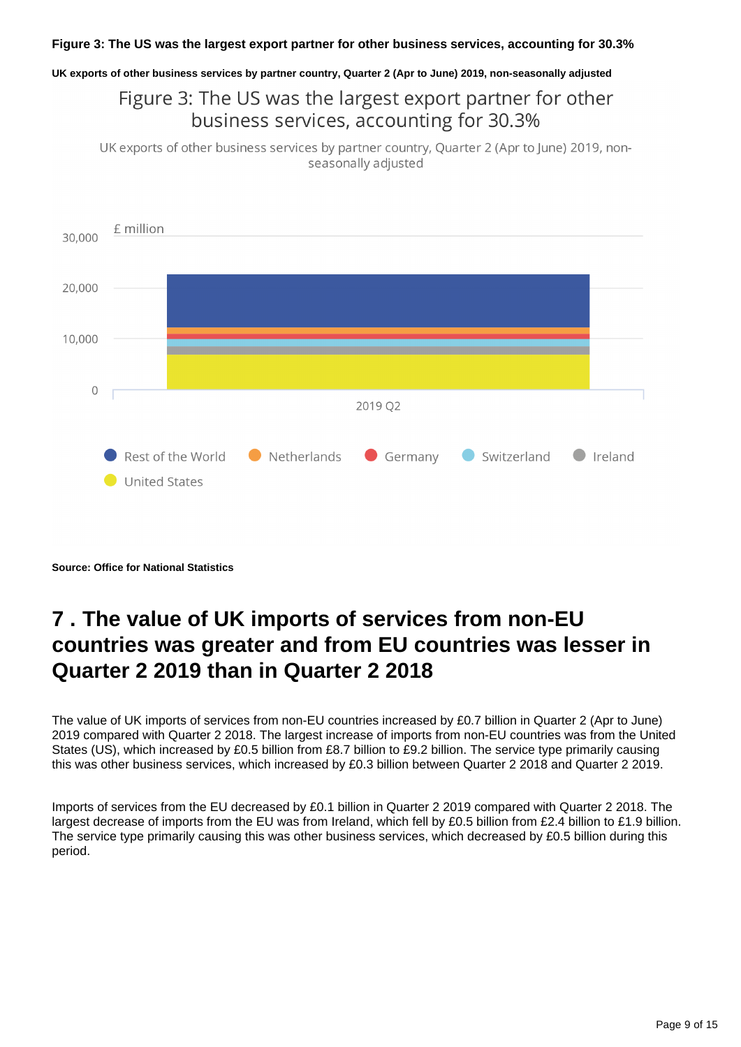**Figure 3: The US was the largest export partner for other business services, accounting for 30.3%**

**UK exports of other business services by partner country, Quarter 2 (Apr to June) 2019, non-seasonally adjusted**

Figure 3: The US was the largest export partner for other business services, accounting for 30.3%

UK exports of other business services by partner country, Quarter 2 (Apr to June) 2019, non-seasonally adjusted

£ million

30,000

20,000

10,000

0

2019 Q2

Rest of the World, Netherlands, Germany, Switzerland, Ireland, United States

**Source: Office for National Statistics**

# 7 . The value of UK imports of services from non-EU countries was greater and from EU countries was lesser in Quarter 2 2019 than in Quarter 2 2018

The value of UK imports of services from non-EU countries increased by £0.7 billion in Quarter 2 (Apr to June) 2019 compared with Quarter 2 2018. The largest increase of imports from non-EU countries was from the United States (US), which increased by £0.5 billion from £8.7 billion to £9.2 billion. The service type primarily causing this was other business services, which increased by £0.3 billion between Quarter 2 2018 and Quarter 2 2019.

Imports of services from the EU decreased by £0.1 billion in Quarter 2 2019 compared with Quarter 2 2018. The largest decrease of imports from the EU was from Ireland, which fell by £0.5 billion from £2.4 billion to £1.9 billion. The service type primarily causing this was other business services, which decreased by £0.5 billion during this period.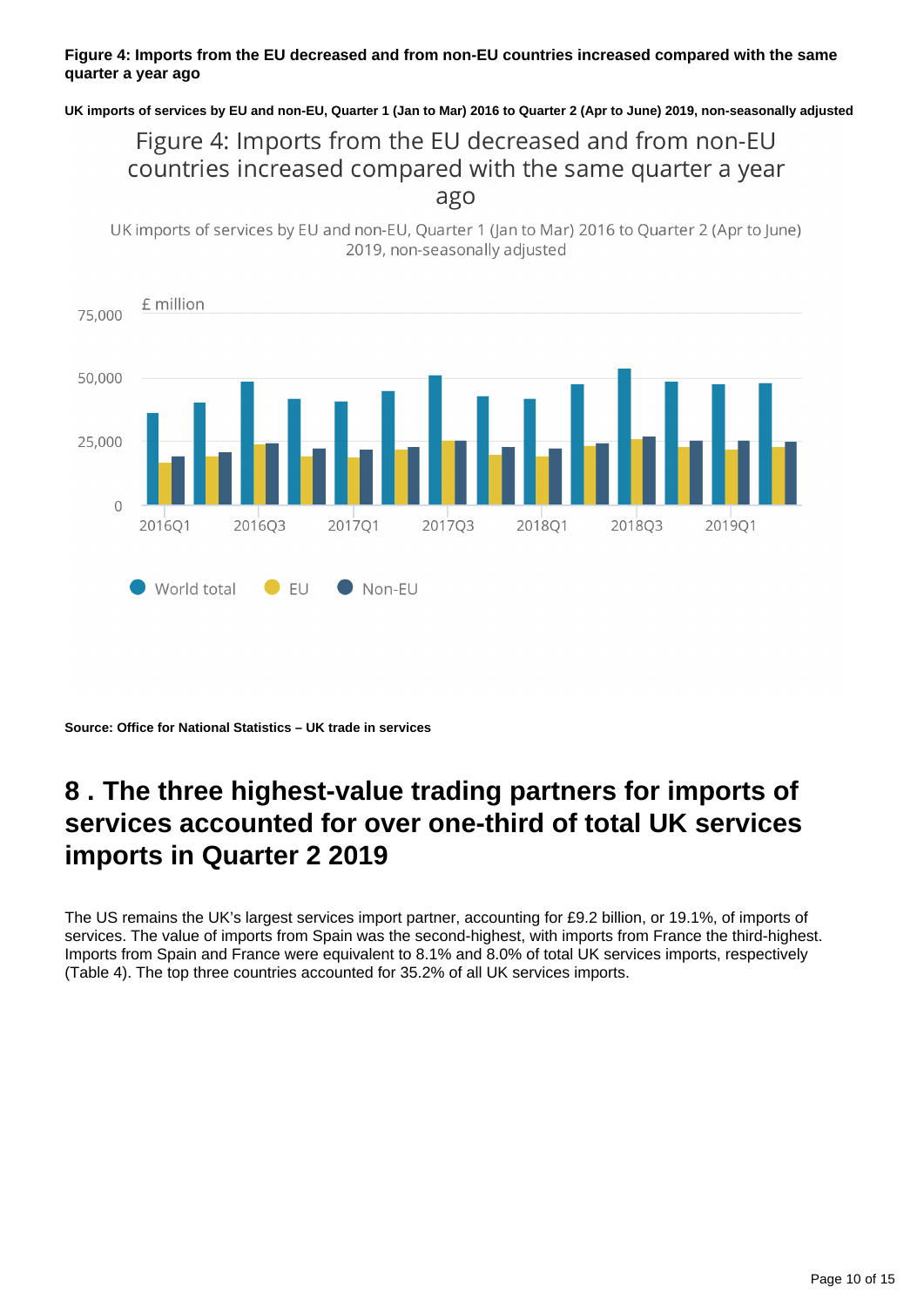**Figure 4: Imports from the EU decreased and from non-EU countries increased compared with the same quarter a year ago**

**UK imports of services by EU and non-EU, Quarter 1 (Jan to Mar) 2016 to Quarter 2 (Apr to June) 2019, non-seasonally adjusted**

**Source: Office for National Statistics – UK trade in services**

## 8 . The three highest-value trading partners for imports of services accounted for over one-third of total UK services imports in Quarter 2 2019

The US remains the UK's largest services import partner, accounting for £9.2 billion, or 19.1%, of imports of services. The value of imports from Spain was the second-highest, with imports from France the third-highest. Imports from Spain and France were equivalent to 8.1% and 8.0% of total UK services imports, respectively (Table 4). The top three countries accounted for 35.2% of all UK services imports.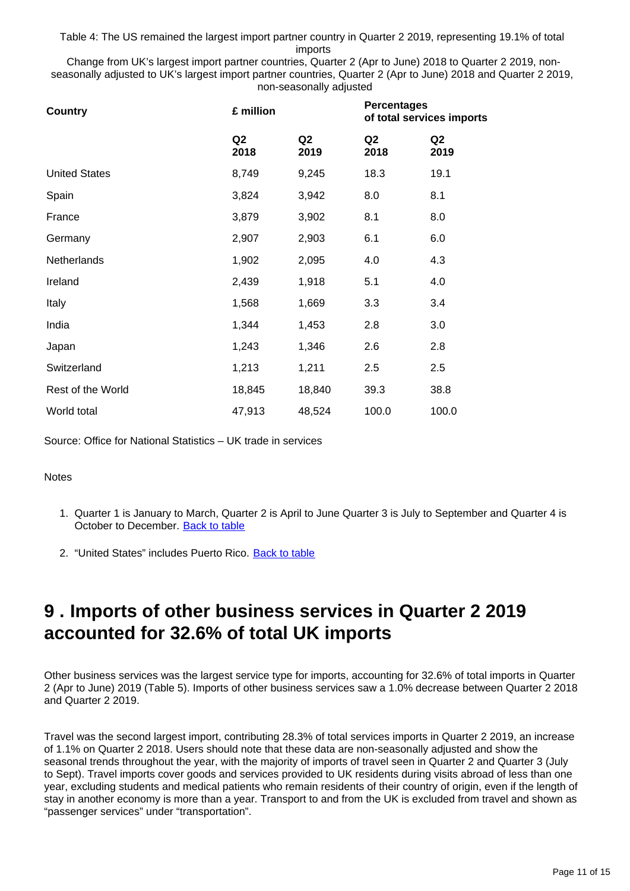Table 4: The US remained the largest import partner country in Quarter 2 2019, representing 19.1% of total imports

Change from UK's largest import partner countries, Quarter 2 (Apr to June) 2018 to Quarter 2 2019, non-seasonally adjusted to UK's largest import partner countries, Quarter 2 (Apr to June) 2018 and Quarter 2 2019, non-seasonally adjusted

| Country | £ million | | Percentages of total services imports | |
|---|---|---|---|---|
| | Q2 2018 | Q2 2019 | Q2 2018 | Q2 2019 |
| United States | 8,749 | 9,245 | 18.3 | 19.1 |
| Spain | 3,824 | 3,942 | 8.0 | 8.1 |
| France | 3,879 | 3,902 | 8.1 | 8.0 |
| Germany | 2,907 | 2,903 | 6.1 | 6.0 |
| Netherlands | 1,902 | 2,095 | 4.0 | 4.3 |
| Ireland | 2,439 | 1,918 | 5.1 | 4.0 |
| Italy | 1,568 | 1,669 | 3.3 | 3.4 |
| India | 1,344 | 1,453 | 2.8 | 3.0 |
| Japan | 1,243 | 1,346 | 2.6 | 2.8 |
| Switzerland | 1,213 | 1,211 | 2.5 | 2.5 |
| Rest of the World | 18,845 | 18,840 | 39.3 | 38.8 |
| World total | 47,913 | 48,524 | 100.0 | 100.0 |

Source: Office for National Statistics – UK trade in services

Notes

1. Quarter 1 is January to March, Quarter 2 is April to June Quarter 3 is July to September and Quarter 4 is October to December. Back to table
2. "United States" includes Puerto Rico. Back to table

## 9 . Imports of other business services in Quarter 2 2019 accounted for 32.6% of total UK imports

Other business services was the largest service type for imports, accounting for 32.6% of total imports in Quarter 2 (Apr to June) 2019 (Table 5). Imports of other business services saw a 1.0% decrease between Quarter 2 2018 and Quarter 2 2019.

Travel was the second largest import, contributing 28.3% of total services imports in Quarter 2 2019, an increase of 1.1% on Quarter 2 2018. Users should note that these data are non-seasonally adjusted and show the seasonal trends throughout the year, with the majority of imports of travel seen in Quarter 2 and Quarter 3 (July to Sept). Travel imports cover goods and services provided to UK residents during visits abroad of less than one year, excluding students and medical patients who remain residents of their country of origin, even if the length of stay in another economy is more than a year. Transport to and from the UK is excluded from travel and shown as "passenger services" under "transportation".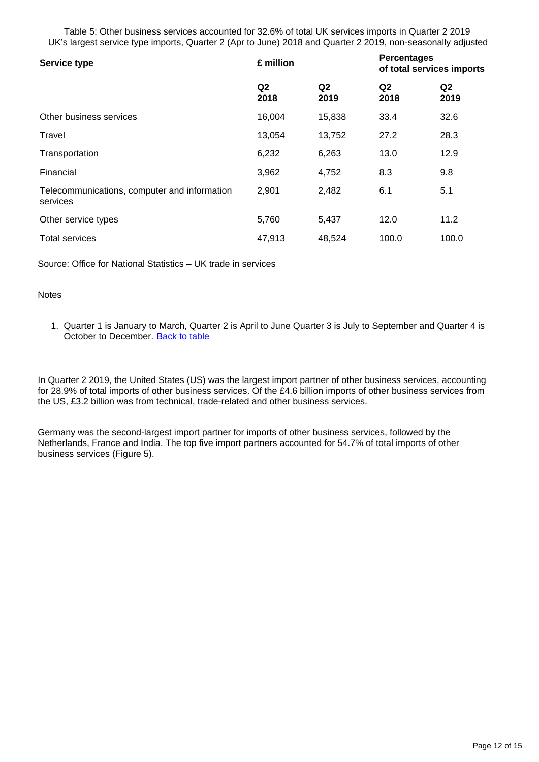Table 5: Other business services accounted for 32.6% of total UK services imports in Quarter 2 2019
UK's largest service type imports, Quarter 2 (Apr to June) 2018 and Quarter 2 2019, non-seasonally adjusted

| Service type | £ million | | Percentages of total services imports | |
|---|---|---|---|---|
| | Q2 2018 | Q2 2019 | Q2 2018 | Q2 2019 |
| Other business services | 16,004 | 15,838 | 33.4 | 32.6 |
| Travel | 13,054 | 13,752 | 27.2 | 28.3 |
| Transportation | 6,232 | 6,263 | 13.0 | 12.9 |
| Financial | 3,962 | 4,752 | 8.3 | 9.8 |
| Telecommunications, computer and information services | 2,901 | 2,482 | 6.1 | 5.1 |
| Other service types | 5,760 | 5,437 | 12.0 | 11.2 |
| Total services | 47,913 | 48,524 | 100.0 | 100.0 |

Source: Office for National Statistics – UK trade in services

Notes

1. Quarter 1 is January to March, Quarter 2 is April to June Quarter 3 is July to September and Quarter 4 is October to December. Back to table

In Quarter 2 2019, the United States (US) was the largest import partner of other business services, accounting for 28.9% of total imports of other business services. Of the £4.6 billion imports of other business services from the US, £3.2 billion was from technical, trade-related and other business services.

Germany was the second-largest import partner for imports of other business services, followed by the Netherlands, France and India. The top five import partners accounted for 54.7% of total imports of other business services (Figure 5).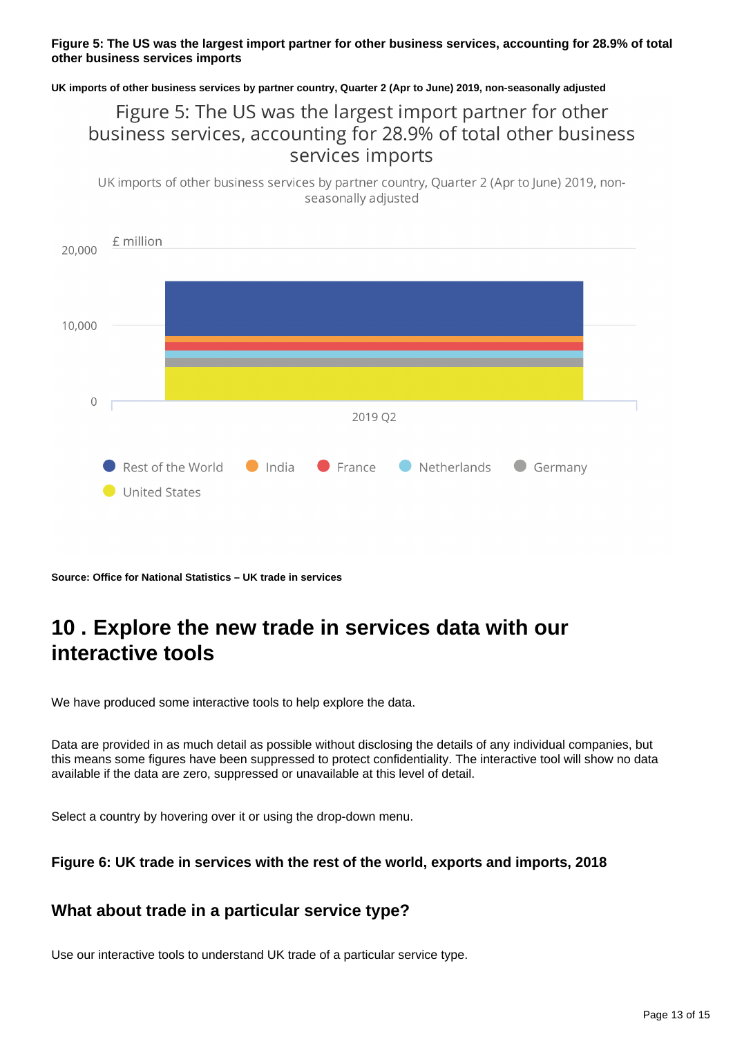**Figure 5: The US was the largest import partner for other business services, accounting for 28.9% of total other business services imports**

**UK imports of other business services by partner country, Quarter 2 (Apr to June) 2019, non-seasonally adjusted**

Figure 5: The US was the largest import partner for other business services, accounting for 28.9% of total other business services imports

UK imports of other business services by partner country, Quarter 2 (Apr to June) 2019, non-seasonally adjusted

£ million

20,000

10,000

0

2019 Q2

Rest of the World, India, France, Netherlands, Germany, United States

**Source: Office for National Statistics – UK trade in services**

## 10 . Explore the new trade in services data with our interactive tools

We have produced some interactive tools to help explore the data.

Data are provided in as much detail as possible without disclosing the details of any individual companies, but this means some figures have been suppressed to protect confidentiality. The interactive tool will show no data available if the data are zero, suppressed or unavailable at this level of detail.

Select a country by hovering over it or using the drop-down menu.

### Figure 6: UK trade in services with the rest of the world, exports and imports, 2018

### What about trade in a particular service type?

Use our interactive tools to understand UK trade of a particular service type.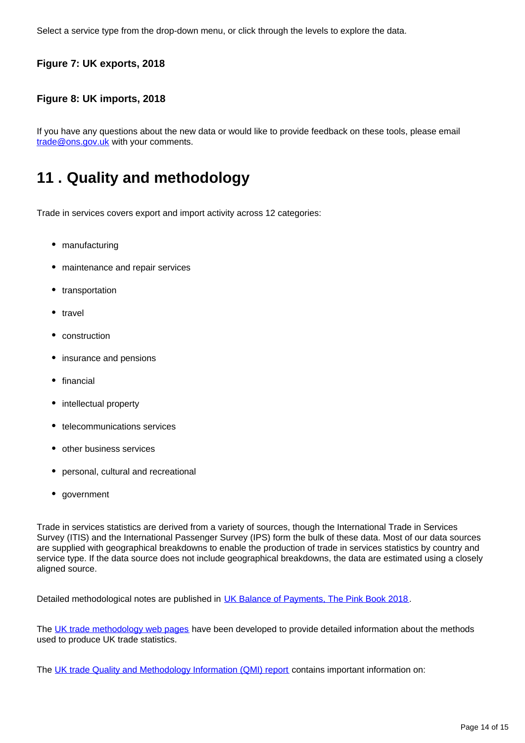Select a service type from the drop-down menu, or click through the levels to explore the data.

**Figure 7: UK exports, 2018**

**Figure 8: UK imports, 2018**

If you have any questions about the new data or would like to provide feedback on these tools, please email [trade@ons.gov.uk](mailto:trade@ons.gov.uk) with your comments.

## 11 . Quality and methodology

Trade in services covers export and import activity across 12 categories:

- manufacturing
- maintenance and repair services
- transportation
- travel
- construction
- insurance and pensions
- financial
- intellectual property
- telecommunications services
- other business services
- personal, cultural and recreational
- government

Trade in services statistics are derived from a variety of sources, though the International Trade in Services Survey (ITIS) and the International Passenger Survey (IPS) form the bulk of these data. Most of our data sources are supplied with geographical breakdowns to enable the production of trade in services statistics by country and service type. If the data source does not include geographical breakdowns, the data are estimated using a closely aligned source.

Detailed methodological notes are published in UK Balance of Payments, The Pink Book 2018.

The UK trade methodology web pages have been developed to provide detailed information about the methods used to produce UK trade statistics.

The UK trade Quality and Methodology Information (QMI) report contains important information on: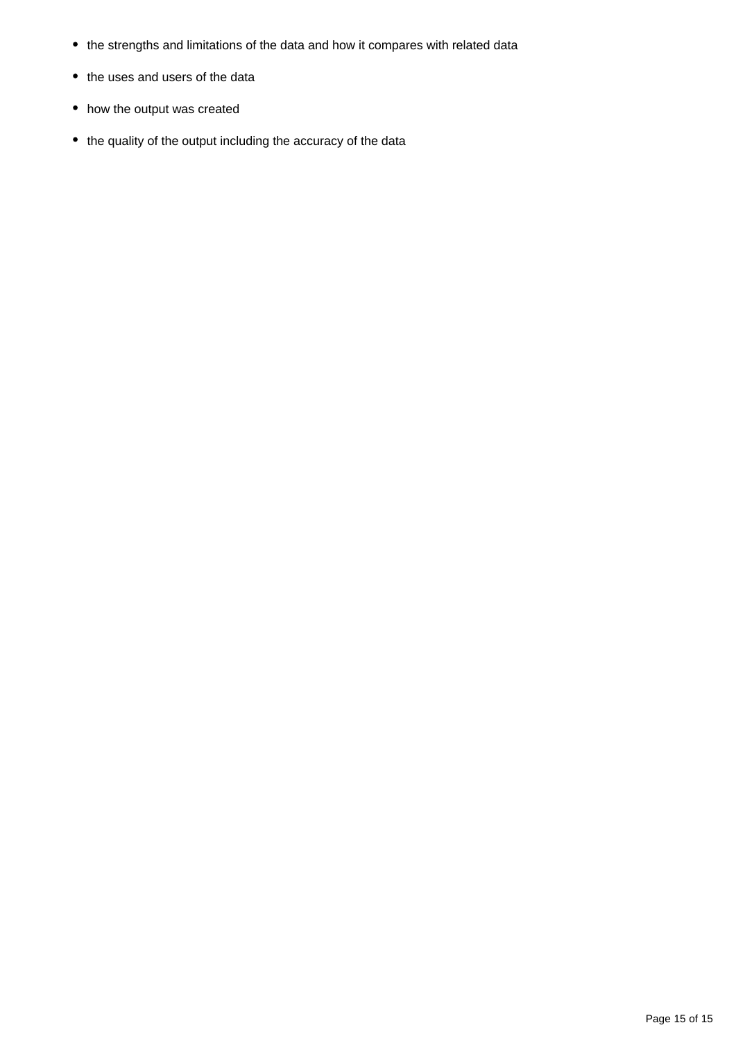- the strengths and limitations of the data and how it compares with related data
- the uses and users of the data
- how the output was created
- the quality of the output including the accuracy of the data